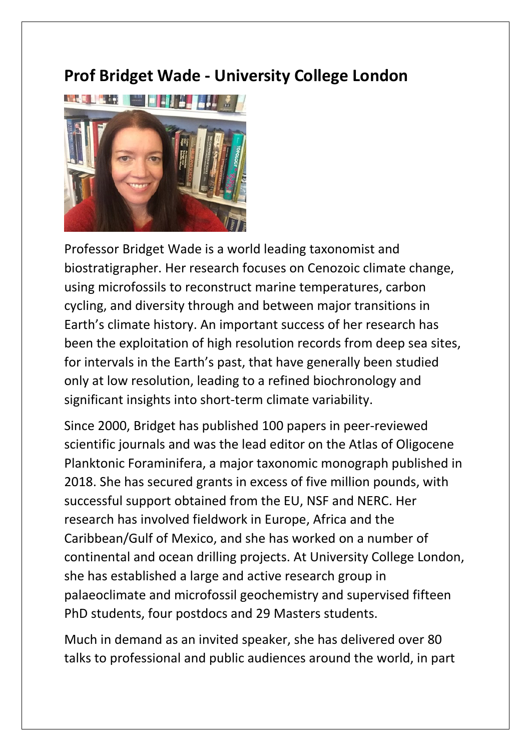## Prof Bridget Wade - University College London

Professor Bridget Wade is a world leading taxonomist and biostratigrapher. Her research focuses on Cenozoic climate change, using microfossils to reconstruct marine temperatures, carbon cycling, and diversity through and between major transitions in Earth's climate history. An important success of her research has been the exploitation of high resolution records from deep sea sites, for intervals in the Earth's past, that have generally been studied only at low resolution, leading to a refined biochronology and significant insights into short-term climate variability.

Since 2000, Bridget has published 100 papers in peer-reviewed scientific journals and was the lead editor on the Atlas of Oligocene Planktonic Foraminifera, a major taxonomic monograph published in 2018. She has secured grants in excess of five million pounds, with successful support obtained from the EU, NSF and NERC. Her research has involved fieldwork in Europe, Africa and the Caribbean/Gulf of Mexico, and she has worked on a number of continental and ocean drilling projects. At University College London, she has established a large and active research group in palaeoclimate and microfossil geochemistry and supervised fifteen PhD students, four postdocs and 29 Masters students.

Much in demand as an invited speaker, she has delivered over 80 talks to professional and public audiences around the world, in part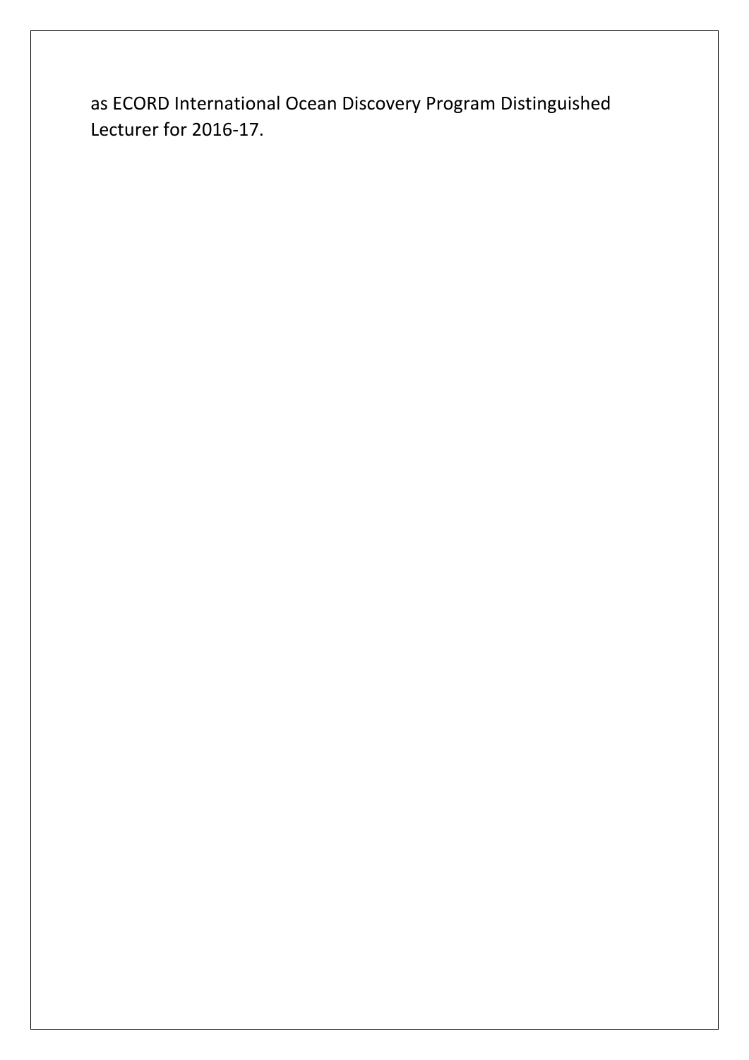as ECORD International Ocean Discovery Program Distinguished Lecturer for 2016-17.